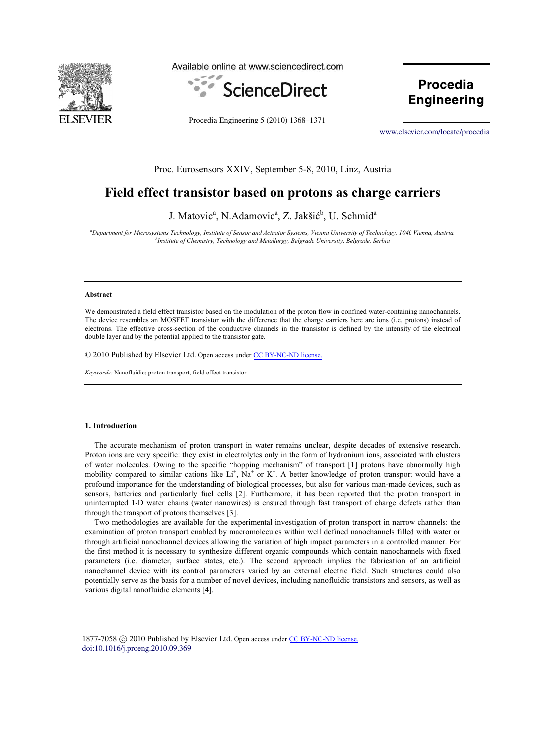Proc. Eurosensors XXIV, September 5-8, 2010, Linz, Austria

# Field effect transistor based on protons as charge carriers

J. Matovic[a], N.Adamovic[a], Z. Jakšić[b], U. Schmid[a]

[a]Department for Microsystems Technology, Institute of Sensor and Actuator Systems, Vienna University of Technology, 1040 Vienna, Austria.
[b]Institute of Chemistry, Technology and Metallurgy, Belgrade University, Belgrade, Serbia

---

### Abstract

We demonstrated a field effect transistor based on the modulation of the proton flow in confined water-containing nanochannels. The device resembles an MOSFET transistor with the difference that the charge carriers here are ions (i.e. protons) instead of electrons. The effective cross-section of the conductive channels in the transistor is defined by the intensity of the electrical double layer and by the potential applied to the transistor gate.

© 2010 Published by Elsevier Ltd. Open access under CC BY-NC-ND license.

*Keywords:* Nanofluidic; proton transport, field effect transistor

---

## 1. Introduction

The accurate mechanism of proton transport in water remains unclear, despite decades of extensive research. Proton ions are very specific: they exist in electrolytes only in the form of hydronium ions, associated with clusters of water molecules. Owing to the specific "hopping mechanism" of transport [1] protons have abnormally high mobility compared to similar cations like $Li^+$, $Na^+$ or $K^+$. A better knowledge of proton transport would have a profound importance for the understanding of biological processes, but also for various man-made devices, such as sensors, batteries and particularly fuel cells [2]. Furthermore, it has been reported that the proton transport in uninterrupted 1-D water chains (water nanowires) is ensured through fast transport of charge defects rather than through the transport of protons themselves [3].

Two methodologies are available for the experimental investigation of proton transport in narrow channels: the examination of proton transport enabled by macromolecules within well defined nanochannels filled with water or through artificial nanochannel devices allowing the variation of high impact parameters in a controlled manner. For the first method it is necessary to synthesize different organic compounds which contain nanochannels with fixed parameters (i.e. diameter, surface states, etc.). The second approach implies the fabrication of an artificial nanochannel device with its control parameters varied by an external electric field. Such structures could also potentially serve as the basis for a number of novel devices, including nanofluidic transistors and sensors, as well as various digital nanofluidic elements [4].

1877-7058 © 2010 Published by Elsevier Ltd. Open access under CC BY-NC-ND license.
doi:10.1016/j.proeng.2010.09.369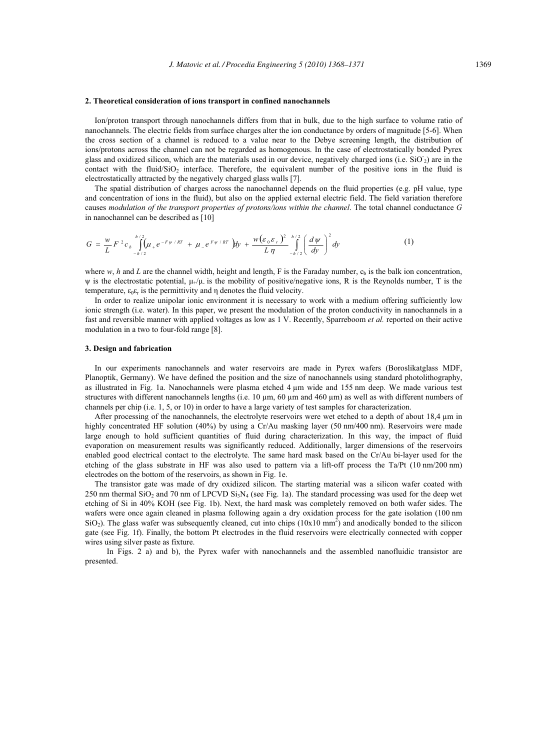## 2. Theoretical consideration of ions transport in confined nanochannels

Ion/proton transport through nanochannels differs from that in bulk, due to the high surface to volume ratio of nanochannels. The electric fields from surface charges alter the ion conductance by orders of magnitude [5-6]. When the cross section of a channel is reduced to a value near to the Debye screening length, the distribution of ions/protons across the channel can not be regarded as homogenous. In the case of electrostatically bonded Pyrex glass and oxidized silicon, which are the materials used in our device, negatively charged ions (i.e. $SiO_2^-$) are in the contact with the fluid/$SiO_2$ interface. Therefore, the equivalent number of the positive ions in the fluid is electrostatically attracted by the negatively charged glass walls [7].

The spatial distribution of charges across the nanochannel depends on the fluid properties (e.g. pH value, type and concentration of ions in the fluid), but also on the applied external electric field. The field variation therefore causes *modulation of the transport properties of protons/ions within the channel*. The total channel conductance *G* in nanochannel can be described as [10]

$$G = \frac{w}{L} F^2 c_b \int_{-h/2}^{h/2} \left( \mu_+ e^{-F\psi/RT} + \mu_- e^{F\psi/RT} \right) dy + \frac{w(\varepsilon_0 \varepsilon_r)^2}{L\eta} \int_{-h/2}^{h/2} \left( \frac{d\psi}{dy} \right)^2 dy \tag{1}$$

where *w*, *h* and *L* are the channel width, height and length, F is the Faraday number, $c_b$ is the balk ion concentration, $\psi$ is the electrostatic potential, $\mu_+/\mu_-$ is the mobility of positive/negative ions, R is the Reynolds number, T is the temperature, $\varepsilon_0\varepsilon_r$ is the permittivity and $\eta$ denotes the fluid velocity.

In order to realize unipolar ionic environment it is necessary to work with a medium offering sufficiently low ionic strength (i.e. water). In this paper, we present the modulation of the proton conductivity in nanochannels in a fast and reversible manner with applied voltages as low as 1 V. Recently, Sparreboom *et al.* reported on their active modulation in a two to four-fold range [8].

## 3. Design and fabrication

In our experiments nanochannels and water reservoirs are made in Pyrex wafers (Boroslikatglass MDF, Planoptik, Germany). We have defined the position and the size of nanochannels using standard photolithography, as illustrated in Fig. 1a. Nanochannels were plasma etched 4 µm wide and 155 nm deep. We made various test structures with different nanochannels lengths (i.e. 10 µm, 60 µm and 460 µm) as well as with different numbers of channels per chip (i.e. 1, 5, or 10) in order to have a large variety of test samples for characterization.

After processing of the nanochannels, the electrolyte reservoirs were wet etched to a depth of about 18,4 µm in highly concentrated HF solution (40%) by using a Cr/Au masking layer (50 nm/400 nm). Reservoirs were made large enough to hold sufficient quantities of fluid during characterization. In this way, the impact of fluid evaporation on measurement results was significantly reduced. Additionally, larger dimensions of the reservoirs enabled good electrical contact to the electrolyte. The same hard mask based on the Cr/Au bi-layer used for the etching of the glass substrate in HF was also used to pattern via a lift-off process the Ta/Pt (10 nm/200 nm) electrodes on the bottom of the reservoirs, as shown in Fig. 1e.

The transistor gate was made of dry oxidized silicon. The starting material was a silicon wafer coated with 250 nm thermal $SiO_2$ and 70 nm of LPCVD $Si_3N_4$ (see Fig. 1a). The standard processing was used for the deep wet etching of Si in 40% KOH (see Fig. 1b). Next, the hard mask was completely removed on both wafer sides. The wafers were once again cleaned in plasma following again a dry oxidation process for the gate isolation (100 nm $SiO_2$). The glass wafer was subsequently cleaned, cut into chips (10x10 mm$^2$) and anodically bonded to the silicon gate (see Fig. 1f). Finally, the bottom Pt electrodes in the fluid reservoirs were electrically connected with copper wires using silver paste as fixture.

In Figs. 2 a) and b), the Pyrex wafer with nanochannels and the assembled nanofluidic transistor are presented.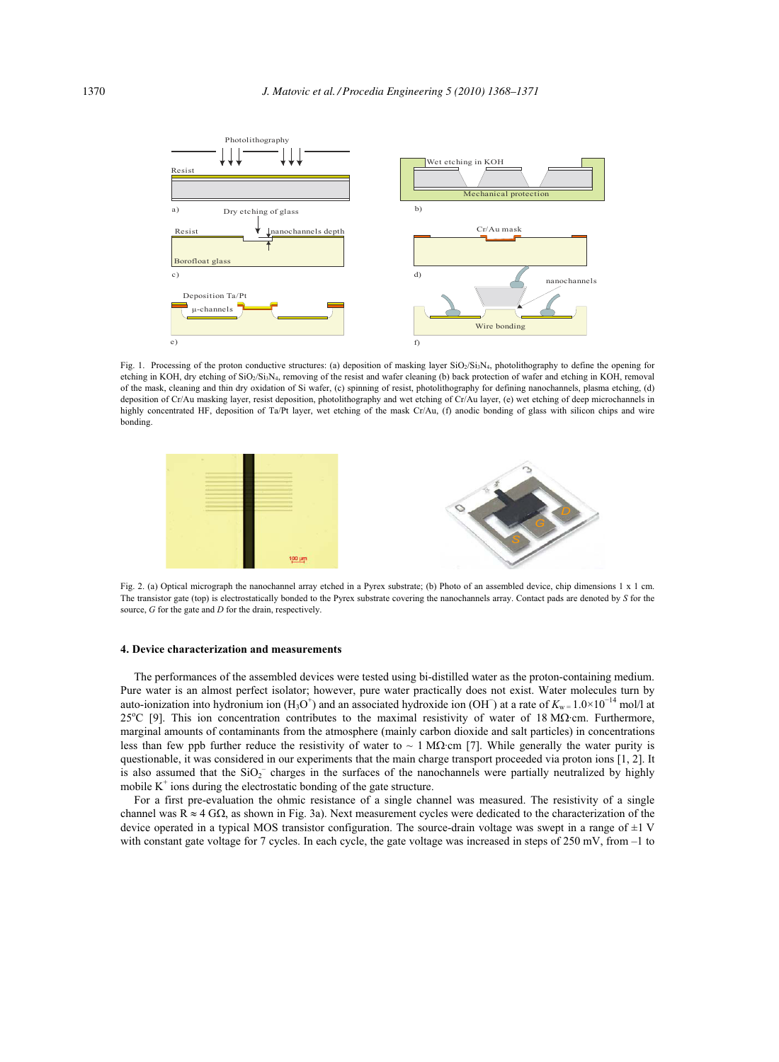Fig. 1. Processing of the proton conductive structures: (a) deposition of masking layer $SiO_2/Si_3N_4$, photolithography to define the opening for etching in KOH, dry etching of $SiO_2/Si_3N_4$, removing of the resist and wafer cleaning (b) back protection of wafer and etching in KOH, removal of the mask, cleaning and thin dry oxidation of Si wafer, (c) spinning of resist, photolithography for defining nanochannels, plasma etching, (d) deposition of Cr/Au masking layer, resist deposition, photolithography and wet etching of Cr/Au layer, (e) wet etching of deep microchannels in highly concentrated HF, deposition of Ta/Pt layer, wet etching of the mask Cr/Au, (f) anodic bonding of glass with silicon chips and wire bonding.

Fig. 2. (a) Optical micrograph the nanochannel array etched in a Pyrex substrate; (b) Photo of an assembled device, chip dimensions 1 x 1 cm. The transistor gate (top) is electrostatically bonded to the Pyrex substrate covering the nanochannels array. Contact pads are denoted by *S* for the source, *G* for the gate and *D* for the drain, respectively.

#### 4. Device characterization and measurements

The performances of the assembled devices were tested using bi-distilled water as the proton-containing medium. Pure water is an almost perfect isolator; however, pure water practically does not exist. Water molecules turn by auto-ionization into hydronium ion ($H_3O^+$) and an associated hydroxide ion ($OH^-$) at a rate of $K_{w} = 1.0\times10^{-14}$ mol/l at 25°C [9]. This ion concentration contributes to the maximal resistivity of water of 18 MΩ·cm. Furthermore, marginal amounts of contaminants from the atmosphere (mainly carbon dioxide and salt particles) in concentrations less than few ppb further reduce the resistivity of water to ~ 1 MΩ·cm [7]. While generally the water purity is questionable, it was considered in our experiments that the main charge transport proceeded via proton ions [1, 2]. It is also assumed that the $SiO_2^-$ charges in the surfaces of the nanochannels were partially neutralized by highly mobile $K^+$ ions during the electrostatic bonding of the gate structure.

For a first pre-evaluation the ohmic resistance of a single channel was measured. The resistivity of a single channel was R ≈ 4 GΩ, as shown in Fig. 3a). Next measurement cycles were dedicated to the characterization of the device operated in a typical MOS transistor configuration. The source-drain voltage was swept in a range of ±1 V with constant gate voltage for 7 cycles. In each cycle, the gate voltage was increased in steps of 250 mV, from –1 to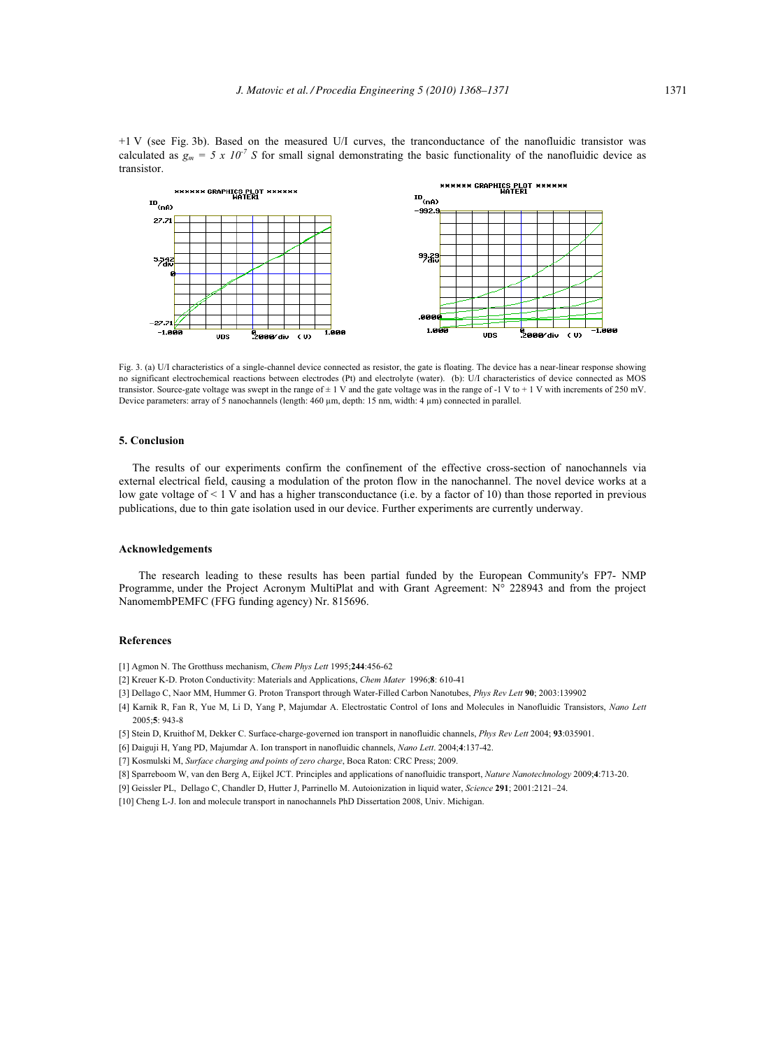+1 V (see Fig. 3b). Based on the measured U/I curves, the tranconductance of the nanofluidic transistor was calculated as $g_m = 5 \times 10^{-7}$ S for small signal demonstrating the basic functionality of the nanofluidic device as transistor.

****** GRAPHICS PLOT ******
WATER1
ID (nA)
27.71
5.542 /div
0
-27.71
-1.000
VDS
0 .2000/div (V)
1.000

****** GRAPHICS PLOT ******
WATER1
ID (nA)
-992.9
99.29 /div
.0000
1.000
VDS
0 .2000/div (V)
-1.000

Fig. 3. (a) U/I characteristics of a single-channel device connected as resistor, the gate is floating. The device has a near-linear response showing no significant electrochemical reactions between electrodes (Pt) and electrolyte (water). (b): U/I characteristics of device connected as MOS transistor. Source-gate voltage was swept in the range of ± 1 V and the gate voltage was in the range of -1 V to + 1 V with increments of 250 mV. Device parameters: array of 5 nanochannels (length: 460 µm, depth: 15 nm, width: 4 µm) connected in parallel.

## 5. Conclusion

The results of our experiments confirm the confinement of the effective cross-section of nanochannels via external electrical field, causing a modulation of the proton flow in the nanochannel. The novel device works at a low gate voltage of < 1 V and has a higher transconductance (i.e. by a factor of 10) than those reported in previous publications, due to thin gate isolation used in our device. Further experiments are currently underway.

## Acknowledgements

The research leading to these results has been partial funded by the European Community's FP7- NMP Programme, under the Project Acronym MultiPlat and with Grant Agreement: N° 228943 and from the project NanomembPEMFC (FFG funding agency) Nr. 815696.

## References

[1] Agmon N. The Grotthuss mechanism, *Chem Phys Lett* 1995;**244**:456-62

[2] Kreuer K-D. Proton Conductivity: Materials and Applications, *Chem Mater* 1996;**8**: 610-41

[3] Dellago C, Naor MM, Hummer G. Proton Transport through Water-Filled Carbon Nanotubes, *Phys Rev Lett* **90**; 2003:139902

[4] Karnik R, Fan R, Yue M, Li D, Yang P, Majumdar A. Electrostatic Control of Ions and Molecules in Nanofluidic Transistors, *Nano Lett* 2005;**5**: 943-8

[5] Stein D, Kruithof M, Dekker C. Surface-charge-governed ion transport in nanofluidic channels, *Phys Rev Lett* 2004; **93**:035901.

[6] Daiguji H, Yang PD, Majumdar A. Ion transport in nanofluidic channels, *Nano Lett*. 2004;**4**:137-42.

[7] Kosmulski M, *Surface charging and points of zero charge*, Boca Raton: CRC Press; 2009.

[8] Sparreboom W, van den Berg A, Eijkel JCT. Principles and applications of nanofluidic transport, *Nature Nanotechnology* 2009;**4**:713-20.

[9] Geissler PL, Dellago C, Chandler D, Hutter J, Parrinello M. Autoionization in liquid water, *Science* **291**; 2001:2121–24.

[10] Cheng L-J. Ion and molecule transport in nanochannels PhD Dissertation 2008, Univ. Michigan.